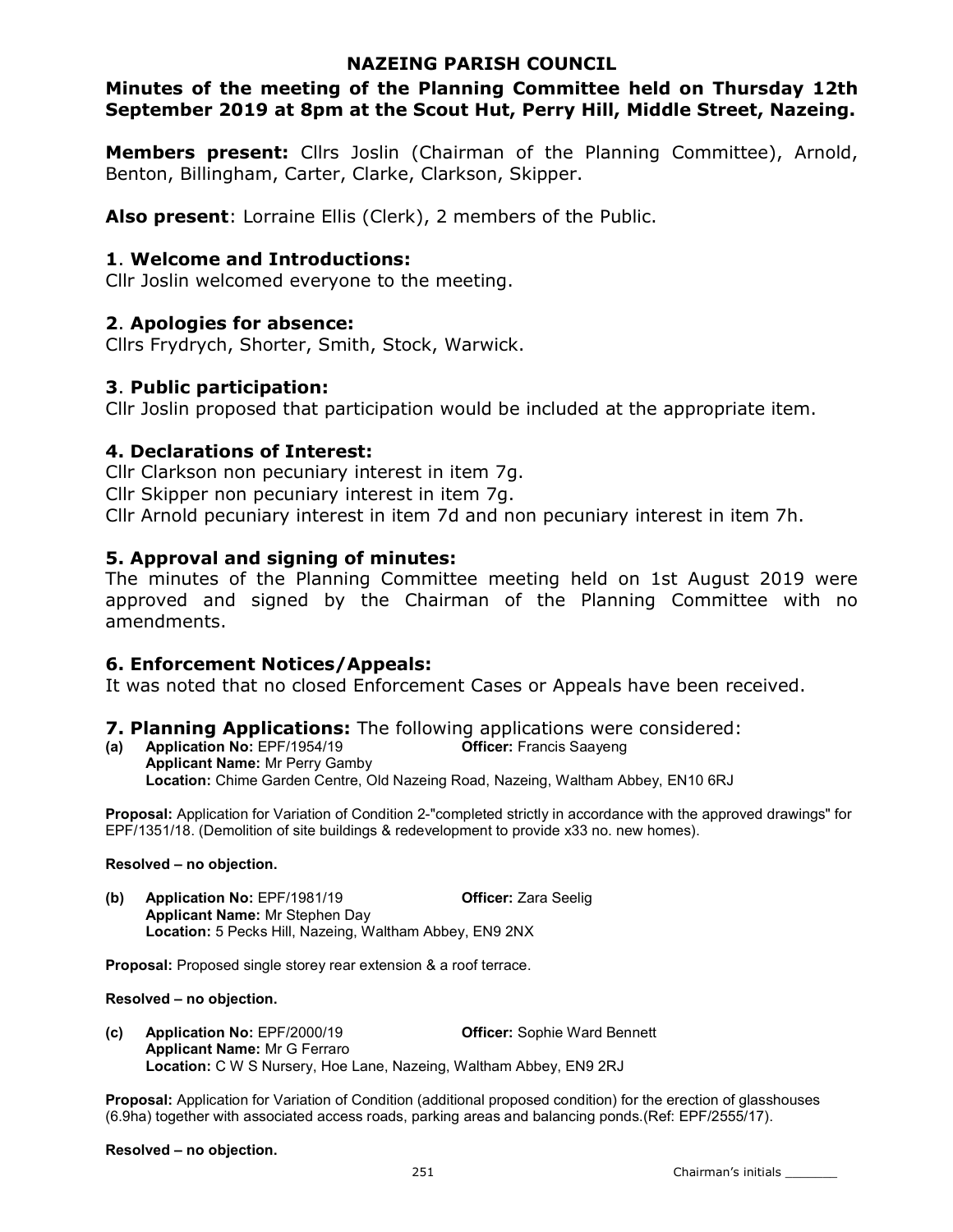# NAZEING PARISH COUNCIL

## Minutes of the meeting of the Planning Committee held on Thursday 12th September 2019 at 8pm at the Scout Hut, Perry Hill, Middle Street, Nazeing.

**Members present:** Cllrs Joslin (Chairman of the Planning Committee), Arnold, Benton, Billingham, Carter, Clarke, Clarkson, Skipper.

**Also present**: Lorraine Ellis (Clerk), 2 members of the Public.

### 1. Welcome and Introductions:

Cllr Joslin welcomed everyone to the meeting.

### 2. Apologies for absence:

Cllrs Frydrych, Shorter, Smith, Stock, Warwick.

### 3. Public participation:

Cllr Joslin proposed that participation would be included at the appropriate item.

### 4. Declarations of Interest:

Cllr Clarkson non pecuniary interest in item 7g.
Cllr Skipper non pecuniary interest in item 7g.
Cllr Arnold pecuniary interest in item 7d and non pecuniary interest in item 7h.

### 5. Approval and signing of minutes:

The minutes of the Planning Committee meeting held on 1st August 2019 were approved and signed by the Chairman of the Planning Committee with no amendments.

### 6. Enforcement Notices/Appeals:

It was noted that no closed Enforcement Cases or Appeals have been received.

### 7. Planning Applications: The following applications were considered:

**(a) Application No:** EPF/1954/19 **Officer:** Francis Saayeng
**Applicant Name:** Mr Perry Gamby
**Location:** Chime Garden Centre, Old Nazeing Road, Nazeing, Waltham Abbey, EN10 6RJ

**Proposal:** Application for Variation of Condition 2-"completed strictly in accordance with the approved drawings" for EPF/1351/18. (Demolition of site buildings & redevelopment to provide x33 no. new homes).

**Resolved – no objection.**

**(b) Application No:** EPF/1981/19 **Officer:** Zara Seelig
**Applicant Name:** Mr Stephen Day
**Location:** 5 Pecks Hill, Nazeing, Waltham Abbey, EN9 2NX

**Proposal:** Proposed single storey rear extension & a roof terrace.

**Resolved – no objection.**

**(c) Application No:** EPF/2000/19 **Officer:** Sophie Ward Bennett
**Applicant Name:** Mr G Ferraro
**Location:** C W S Nursery, Hoe Lane, Nazeing, Waltham Abbey, EN9 2RJ

**Proposal:** Application for Variation of Condition (additional proposed condition) for the erection of glasshouses (6.9ha) together with associated access roads, parking areas and balancing ponds.(Ref: EPF/2555/17).

**Resolved – no objection.**

Chairman's initials _______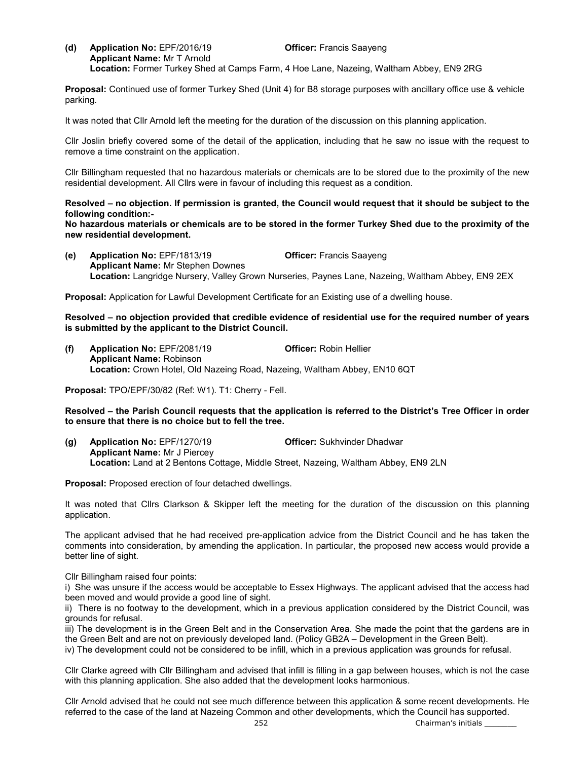**(d) Application No:** EPF/2016/19 **Officer:** Francis Saayeng
**Applicant Name:** Mr T Arnold
**Location:** Former Turkey Shed at Camps Farm, 4 Hoe Lane, Nazeing, Waltham Abbey, EN9 2RG

**Proposal:** Continued use of former Turkey Shed (Unit 4) for B8 storage purposes with ancillary office use & vehicle parking.

It was noted that Cllr Arnold left the meeting for the duration of the discussion on this planning application.

Cllr Joslin briefly covered some of the detail of the application, including that he saw no issue with the request to remove a time constraint on the application.

Cllr Billingham requested that no hazardous materials or chemicals are to be stored due to the proximity of the new residential development. All Cllrs were in favour of including this request as a condition.

**Resolved – no objection. If permission is granted, the Council would request that it should be subject to the following condition:-**
**No hazardous materials or chemicals are to be stored in the former Turkey Shed due to the proximity of the new residential development.**

**(e) Application No:** EPF/1813/19 **Officer:** Francis Saayeng
**Applicant Name:** Mr Stephen Downes
**Location:** Langridge Nursery, Valley Grown Nurseries, Paynes Lane, Nazeing, Waltham Abbey, EN9 2EX

**Proposal:** Application for Lawful Development Certificate for an Existing use of a dwelling house.

**Resolved – no objection provided that credible evidence of residential use for the required number of years is submitted by the applicant to the District Council.**

**(f) Application No:** EPF/2081/19 **Officer:** Robin Hellier
**Applicant Name:** Robinson
**Location:** Crown Hotel, Old Nazeing Road, Nazeing, Waltham Abbey, EN10 6QT

**Proposal:** TPO/EPF/30/82 (Ref: W1). T1: Cherry - Fell.

**Resolved – the Parish Council requests that the application is referred to the District's Tree Officer in order to ensure that there is no choice but to fell the tree.**

**(g) Application No:** EPF/1270/19 **Officer:** Sukhvinder Dhadwar
**Applicant Name:** Mr J Piercey
**Location:** Land at 2 Bentons Cottage, Middle Street, Nazeing, Waltham Abbey, EN9 2LN

**Proposal:** Proposed erection of four detached dwellings.

It was noted that Cllrs Clarkson & Skipper left the meeting for the duration of the discussion on this planning application.

The applicant advised that he had received pre-application advice from the District Council and he has taken the comments into consideration, by amending the application. In particular, the proposed new access would provide a better line of sight.

Cllr Billingham raised four points:
i) She was unsure if the access would be acceptable to Essex Highways. The applicant advised that the access had been moved and would provide a good line of sight.
ii) There is no footway to the development, which in a previous application considered by the District Council, was grounds for refusal.
iii) The development is in the Green Belt and in the Conservation Area. She made the point that the gardens are in the Green Belt and are not on previously developed land. (Policy GB2A – Development in the Green Belt).
iv) The development could not be considered to be infill, which in a previous application was grounds for refusal.

Cllr Clarke agreed with Cllr Billingham and advised that infill is filling in a gap between houses, which is not the case with this planning application. She also added that the development looks harmonious.

Cllr Arnold advised that he could not see much difference between this application & some recent developments. He referred to the case of the land at Nazeing Common and other developments, which the Council has supported.

Chairman's initials ________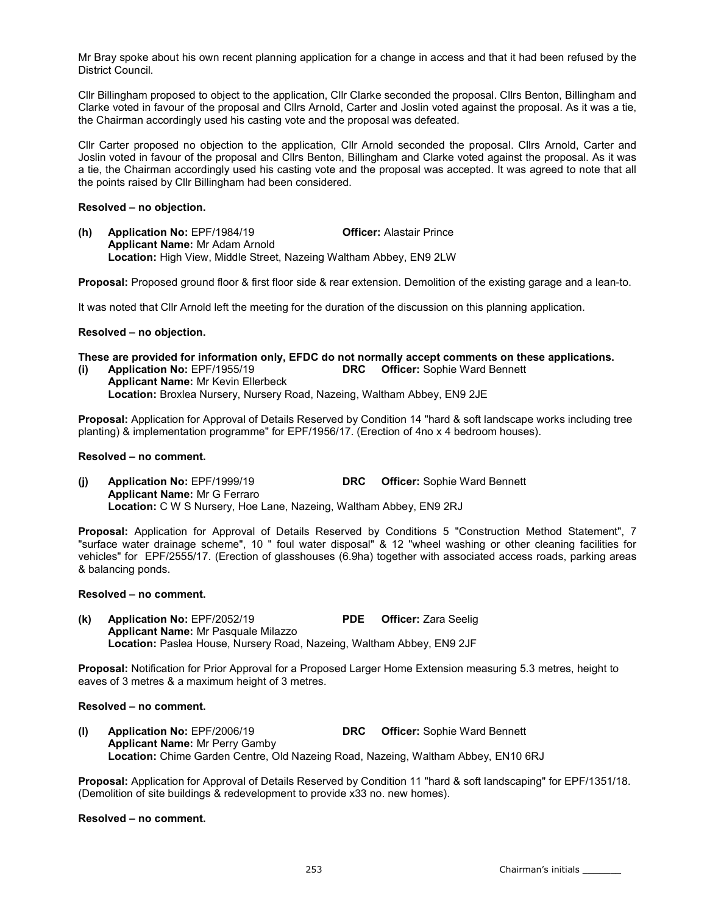Mr Bray spoke about his own recent planning application for a change in access and that it had been refused by the District Council.

Cllr Billingham proposed to object to the application, Cllr Clarke seconded the proposal. Cllrs Benton, Billingham and Clarke voted in favour of the proposal and Cllrs Arnold, Carter and Joslin voted against the proposal. As it was a tie, the Chairman accordingly used his casting vote and the proposal was defeated.

Cllr Carter proposed no objection to the application, Cllr Arnold seconded the proposal. Cllrs Arnold, Carter and Joslin voted in favour of the proposal and Cllrs Benton, Billingham and Clarke voted against the proposal. As it was a tie, the Chairman accordingly used his casting vote and the proposal was accepted. It was agreed to note that all the points raised by Cllr Billingham had been considered.

**Resolved – no objection.**

**(h) Application No:** EPF/1984/19 **Officer:** Alastair Prince
**Applicant Name:** Mr Adam Arnold
**Location:** High View, Middle Street, Nazeing Waltham Abbey, EN9 2LW

**Proposal:** Proposed ground floor & first floor side & rear extension. Demolition of the existing garage and a lean-to.

It was noted that Cllr Arnold left the meeting for the duration of the discussion on this planning application.

**Resolved – no objection.**

**These are provided for information only, EFDC do not normally accept comments on these applications.**

**(i) Application No:** EPF/1955/19 **DRC Officer:** Sophie Ward Bennett
**Applicant Name:** Mr Kevin Ellerbeck
**Location:** Broxlea Nursery, Nursery Road, Nazeing, Waltham Abbey, EN9 2JE

**Proposal:** Application for Approval of Details Reserved by Condition 14 "hard & soft landscape works including tree planting) & implementation programme" for EPF/1956/17. (Erection of 4no x 4 bedroom houses).

**Resolved – no comment.**

**(j) Application No:** EPF/1999/19 **DRC Officer:** Sophie Ward Bennett
**Applicant Name:** Mr G Ferraro
**Location:** C W S Nursery, Hoe Lane, Nazeing, Waltham Abbey, EN9 2RJ

**Proposal:** Application for Approval of Details Reserved by Conditions 5 "Construction Method Statement", 7 "surface water drainage scheme", 10 " foul water disposal" & 12 "wheel washing or other cleaning facilities for vehicles" for EPF/2555/17. (Erection of glasshouses (6.9ha) together with associated access roads, parking areas & balancing ponds.

**Resolved – no comment.**

**(k) Application No:** EPF/2052/19 **PDE Officer:** Zara Seelig
**Applicant Name:** Mr Pasquale Milazzo
**Location:** Paslea House, Nursery Road, Nazeing, Waltham Abbey, EN9 2JF

**Proposal:** Notification for Prior Approval for a Proposed Larger Home Extension measuring 5.3 metres, height to eaves of 3 metres & a maximum height of 3 metres.

**Resolved – no comment.**

**(l) Application No:** EPF/2006/19 **DRC Officer:** Sophie Ward Bennett
**Applicant Name:** Mr Perry Gamby
**Location:** Chime Garden Centre, Old Nazeing Road, Nazeing, Waltham Abbey, EN10 6RJ

**Proposal:** Application for Approval of Details Reserved by Condition 11 "hard & soft landscaping" for EPF/1351/18. (Demolition of site buildings & redevelopment to provide x33 no. new homes).

**Resolved – no comment.**

Chairman's initials ________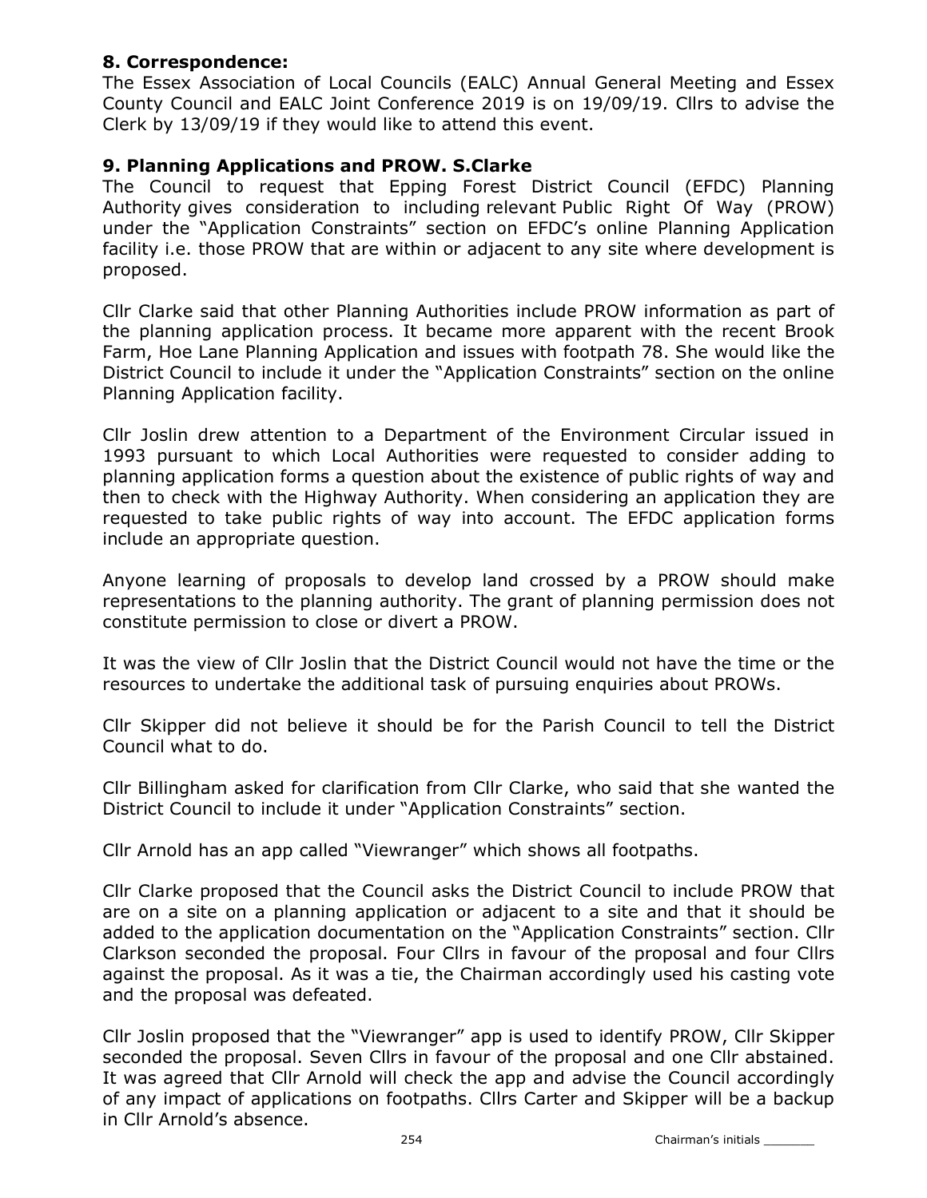**8. Correspondence:**

The Essex Association of Local Councils (EALC) Annual General Meeting and Essex County Council and EALC Joint Conference 2019 is on 19/09/19. Cllrs to advise the Clerk by 13/09/19 if they would like to attend this event.

**9. Planning Applications and PROW. S.Clarke**

The Council to request that Epping Forest District Council (EFDC) Planning Authority gives consideration to including relevant Public Right Of Way (PROW) under the "Application Constraints" section on EFDC's online Planning Application facility i.e. those PROW that are within or adjacent to any site where development is proposed.

Cllr Clarke said that other Planning Authorities include PROW information as part of the planning application process. It became more apparent with the recent Brook Farm, Hoe Lane Planning Application and issues with footpath 78. She would like the District Council to include it under the "Application Constraints" section on the online Planning Application facility.

Cllr Joslin drew attention to a Department of the Environment Circular issued in 1993 pursuant to which Local Authorities were requested to consider adding to planning application forms a question about the existence of public rights of way and then to check with the Highway Authority. When considering an application they are requested to take public rights of way into account. The EFDC application forms include an appropriate question.

Anyone learning of proposals to develop land crossed by a PROW should make representations to the planning authority. The grant of planning permission does not constitute permission to close or divert a PROW.

It was the view of Cllr Joslin that the District Council would not have the time or the resources to undertake the additional task of pursuing enquiries about PROWs.

Cllr Skipper did not believe it should be for the Parish Council to tell the District Council what to do.

Cllr Billingham asked for clarification from Cllr Clarke, who said that she wanted the District Council to include it under "Application Constraints" section.

Cllr Arnold has an app called "Viewranger" which shows all footpaths.

Cllr Clarke proposed that the Council asks the District Council to include PROW that are on a site on a planning application or adjacent to a site and that it should be added to the application documentation on the "Application Constraints" section. Cllr Clarkson seconded the proposal. Four Cllrs in favour of the proposal and four Cllrs against the proposal. As it was a tie, the Chairman accordingly used his casting vote and the proposal was defeated.

Cllr Joslin proposed that the "Viewranger" app is used to identify PROW, Cllr Skipper seconded the proposal. Seven Cllrs in favour of the proposal and one Cllr abstained. It was agreed that Cllr Arnold will check the app and advise the Council accordingly of any impact of applications on footpaths. Cllrs Carter and Skipper will be a backup in Cllr Arnold's absence.

Chairman's initials _______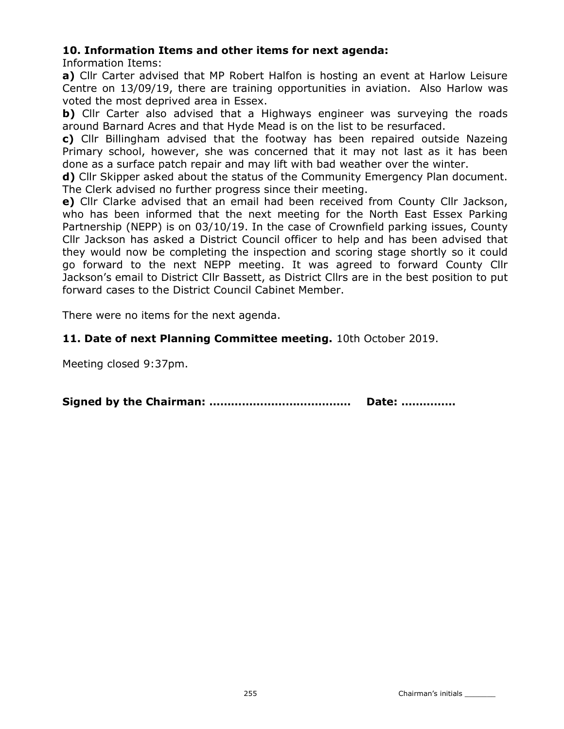**10. Information Items and other items for next agenda:**

Information Items:

**a)** Cllr Carter advised that MP Robert Halfon is hosting an event at Harlow Leisure Centre on 13/09/19, there are training opportunities in aviation. Also Harlow was voted the most deprived area in Essex.

**b)** Cllr Carter also advised that a Highways engineer was surveying the roads around Barnard Acres and that Hyde Mead is on the list to be resurfaced.

**c)** Cllr Billingham advised that the footway has been repaired outside Nazeing Primary school, however, she was concerned that it may not last as it has been done as a surface patch repair and may lift with bad weather over the winter.

**d)** Cllr Skipper asked about the status of the Community Emergency Plan document. The Clerk advised no further progress since their meeting.

**e)** Cllr Clarke advised that an email had been received from County Cllr Jackson, who has been informed that the next meeting for the North East Essex Parking Partnership (NEPP) is on 03/10/19. In the case of Crownfield parking issues, County Cllr Jackson has asked a District Council officer to help and has been advised that they would now be completing the inspection and scoring stage shortly so it could go forward to the next NEPP meeting. It was agreed to forward County Cllr Jackson's email to District Cllr Bassett, as District Cllrs are in the best position to put forward cases to the District Council Cabinet Member.

There were no items for the next agenda.

**11. Date of next Planning Committee meeting.** 10th October 2019.

Meeting closed 9:37pm.

**Signed by the Chairman: ………………………………… Date: ……………**

Chairman's initials _______